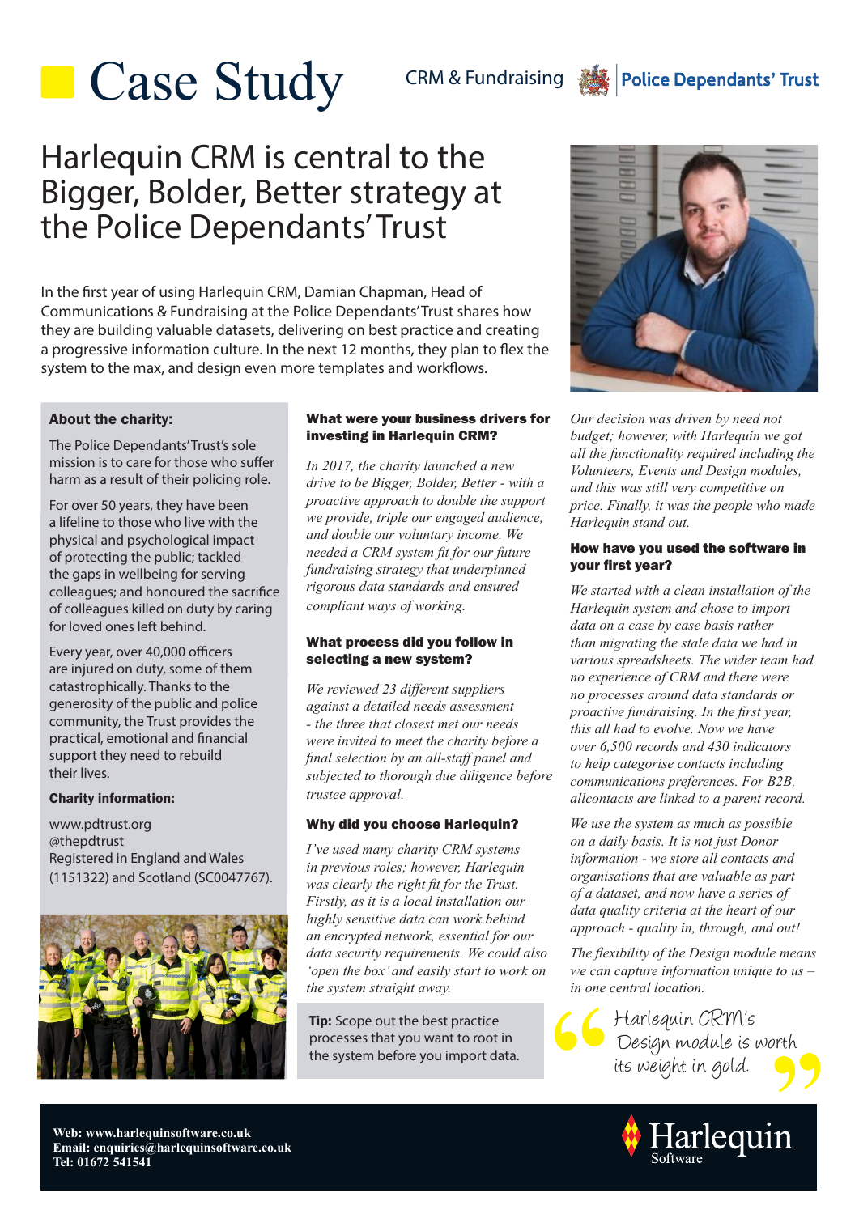# Case Study

CRM & Fundraising | Police Dependants' Trust

## Harlequin CRM is central to the Bigger, Bolder, Better strategy at the Police Dependants' Trust

In the first year of using Harlequin CRM, Damian Chapman, Head of Communications & Fundraising at the Police Dependants' Trust shares how they are building valuable datasets, delivering on best practice and creating a progressive information culture. In the next 12 months, they plan to flex the system to the max, and design even more templates and workflows.

### About the charity:

The Police Dependants' Trust's sole mission is to care for those who suffer harm as a result of their policing role.

For over 50 years, they have been a lifeline to those who live with the physical and psychological impact of protecting the public; tackled the gaps in wellbeing for serving colleagues; and honoured the sacrifice of colleagues killed on duty by caring for loved ones left behind.

Every year, over 40,000 officers are injured on duty, some of them catastrophically. Thanks to the generosity of the public and police community, the Trust provides the practical, emotional and financial support they need to rebuild their lives.

### Charity information:

www.pdtrust.org
@thepdtrust
Registered in England and Wales (1151322) and Scotland (SC0047767).

### What were your business drivers for investing in Harlequin CRM?

*In 2017, the charity launched a new drive to be Bigger, Bolder, Better - with a proactive approach to double the support we provide, triple our engaged audience, and double our voluntary income. We needed a CRM system fit for our future fundraising strategy that underpinned rigorous data standards and ensured compliant ways of working.*

### What process did you follow in selecting a new system?

*We reviewed 23 different suppliers against a detailed needs assessment - the three that closest met our needs were invited to meet the charity before a final selection by an all-staff panel and subjected to thorough due diligence before trustee approval.*

### Why did you choose Harlequin?

*I've used many charity CRM systems in previous roles; however, Harlequin was clearly the right fit for the Trust. Firstly, as it is a local installation our highly sensitive data can work behind an encrypted network, essential for our data security requirements. We could also 'open the box' and easily start to work on the system straight away.*

**Tip:** Scope out the best practice processes that you want to root in the system before you import data.

*Our decision was driven by need not budget; however, with Harlequin we got all the functionality required including the Volunteers, Events and Design modules, and this was still very competitive on price. Finally, it was the people who made Harlequin stand out.*

### How have you used the software in your first year?

*We started with a clean installation of the Harlequin system and chose to import data on a case by case basis rather than migrating the stale data we had in various spreadsheets. The wider team had no experience of CRM and there were no processes around data standards or proactive fundraising. In the first year, this all had to evolve. Now we have over 6,500 records and 430 indicators to help categorise contacts including communications preferences. For B2B, allcontacts are linked to a parent record.*

*We use the system as much as possible on a daily basis. It is not just Donor information - we store all contacts and organisations that are valuable as part of a dataset, and now have a series of data quality criteria at the heart of our approach - quality in, through, and out!*

*The flexibility of the Design module means we can capture information unique to us – in one central location.*

> "Harlequin CRM's Design module is worth its weight in gold."

**Web: www.harlequinsoftware.co.uk**
**Email: enquiries@harlequinsoftware.co.uk**
**Tel: 01672 541541**

Harlequin Software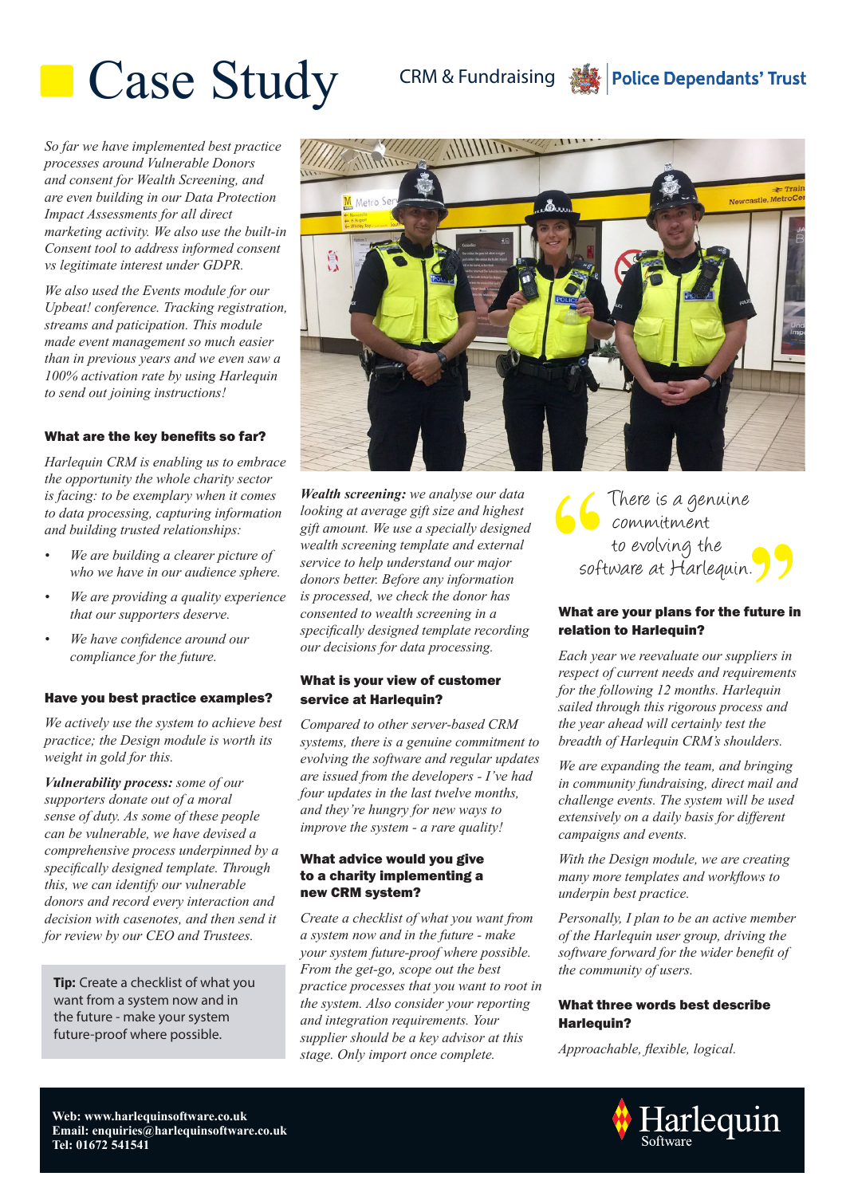# Case Study

CRM & Fundraising

Police Dependants' Trust

*So far we have implemented best practice processes around Vulnerable Donors and consent for Wealth Screening, and are even building in our Data Protection Impact Assessments for all direct marketing activity. We also use the built-in Consent tool to address informed consent vs legitimate interest under GDPR.*

*We also used the Events module for our Upbeat! conference. Tracking registration, streams and paticipation. This module made event management so much easier than in previous years and we even saw a 100% activation rate by using Harlequin to send out joining instructions!*

#### What are the key benefits so far?

*Harlequin CRM is enabling us to embrace the opportunity the whole charity sector is facing: to be exemplary when it comes to data processing, capturing information and building trusted relationships:*

- *We are building a clearer picture of who we have in our audience sphere.*
- *We are providing a quality experience that our supporters deserve.*
- *We have confidence around our compliance for the future.*

#### Have you best practice examples?

*We actively use the system to achieve best practice; the Design module is worth its weight in gold for this.*

***Vulnerability process:*** *some of our supporters donate out of a moral sense of duty. As some of these people can be vulnerable, we have devised a comprehensive process underpinned by a specifically designed template. Through this, we can identify our vulnerable donors and record every interaction and decision with casenotes, and then send it for review by our CEO and Trustees.*

**Tip:** Create a checklist of what you want from a system now and in the future - make your system future-proof where possible.

***Wealth screening:*** *we analyse our data looking at average gift size and highest gift amount. We use a specially designed wealth screening template and external service to help understand our major donors better. Before any information is processed, we check the donor has consented to wealth screening in a specifically designed template recording our decisions for data processing.*

#### What is your view of customer service at Harlequin?

*Compared to other server-based CRM systems, there is a genuine commitment to evolving the software and regular updates are issued from the developers - I've had four updates in the last twelve months, and they're hungry for new ways to improve the system - a rare quality!*

#### What advice would you give to a charity implementing a new CRM system?

*Create a checklist of what you want from a system now and in the future - make your system future-proof where possible. From the get-go, scope out the best practice processes that you want to root in the system. Also consider your reporting and integration requirements. Your supplier should be a key advisor at this stage. Only import once complete.*

> "There is a genuine commitment to evolving the software at Harlequin."

#### What are your plans for the future in relation to Harlequin?

*Each year we reevaluate our suppliers in respect of current needs and requirements for the following 12 months. Harlequin sailed through this rigorous process and the year ahead will certainly test the breadth of Harlequin CRM's shoulders.*

*We are expanding the team, and bringing in community fundraising, direct mail and challenge events. The system will be used extensively on a daily basis for different campaigns and events.*

*With the Design module, we are creating many more templates and workflows to underpin best practice.*

*Personally, I plan to be an active member of the Harlequin user group, driving the software forward for the wider benefit of the community of users.*

#### What three words best describe Harlequin?

*Approachable, flexible, logical.*

**Web: www.harlequinsoftware.co.uk**
**Email: enquiries@harlequinsoftware.co.uk**
**Tel: 01672 541541**

Harlequin Software